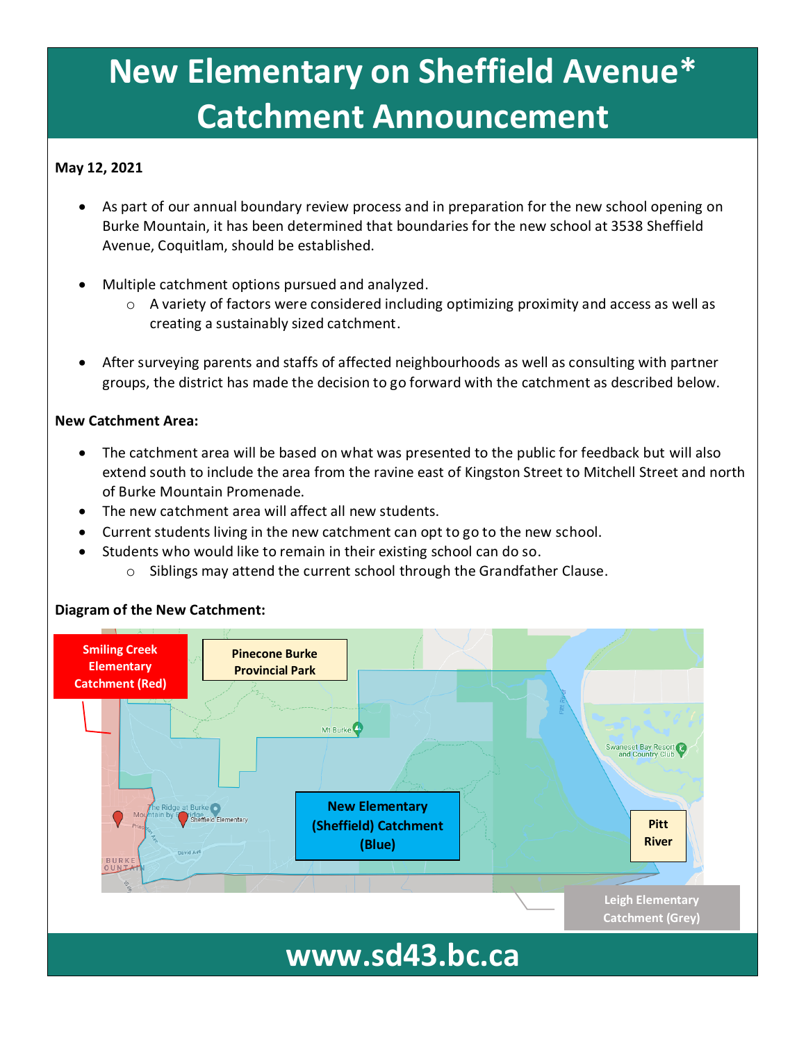# New Elementary on Sheffield Avenue* Catchment Announcement

**May 12, 2021**

- As part of our annual boundary review process and in preparation for the new school opening on Burke Mountain, it has been determined that boundaries for the new school at 3538 Sheffield Avenue, Coquitlam, should be established.
- Multiple catchment options pursued and analyzed.
  - A variety of factors were considered including optimizing proximity and access as well as creating a sustainably sized catchment.
- After surveying parents and staffs of affected neighbourhoods as well as consulting with partner groups, the district has made the decision to go forward with the catchment as described below.

**New Catchment Area:**

- The catchment area will be based on what was presented to the public for feedback but will also extend south to include the area from the ravine east of Kingston Street to Mitchell Street and north of Burke Mountain Promenade.
- The new catchment area will affect all new students.
- Current students living in the new catchment can opt to go to the new school.
- Students who would like to remain in their existing school can do so.
  - Siblings may attend the current school through the Grandfather Clause.

**Diagram of the New Catchment:**

Smiling Creek Elementary Catchment (Red)

Pinecone Burke Provincial Park

New Elementary (Sheffield) Catchment (Blue)

Pitt River

Leigh Elementary Catchment (Grey)

**www.sd43.bc.ca**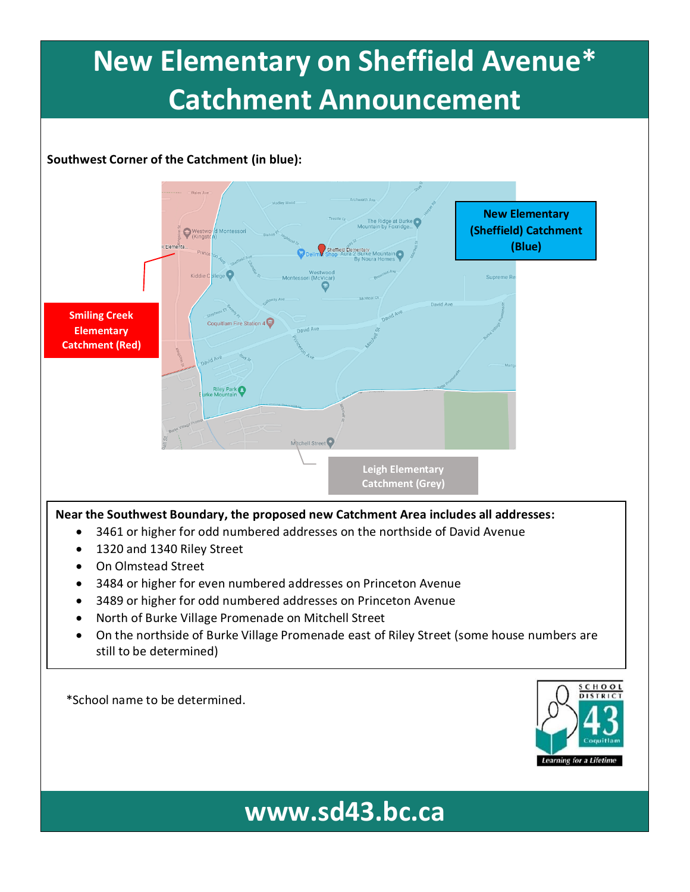# New Elementary on Sheffield Avenue* Catchment Announcement

**Southwest Corner of the Catchment (in blue):**

New Elementary (Sheffield) Catchment (Blue)

Smiling Creek Elementary Catchment (Red)

Leigh Elementary Catchment (Grey)

**Near the Southwest Boundary, the proposed new Catchment Area includes all addresses:**

- 3461 or higher for odd numbered addresses on the northside of David Avenue
- 1320 and 1340 Riley Street
- On Olmstead Street
- 3484 or higher for even numbered addresses on Princeton Avenue
- 3489 or higher for odd numbered addresses on Princeton Avenue
- North of Burke Village Promenade on Mitchell Street
- On the northside of Burke Village Promenade east of Riley Street (some house numbers are still to be determined)

*School name to be determined.

SCHOOL DISTRICT 43 Coquitlam

*Learning for a Lifetime*

**www.sd43.bc.ca**